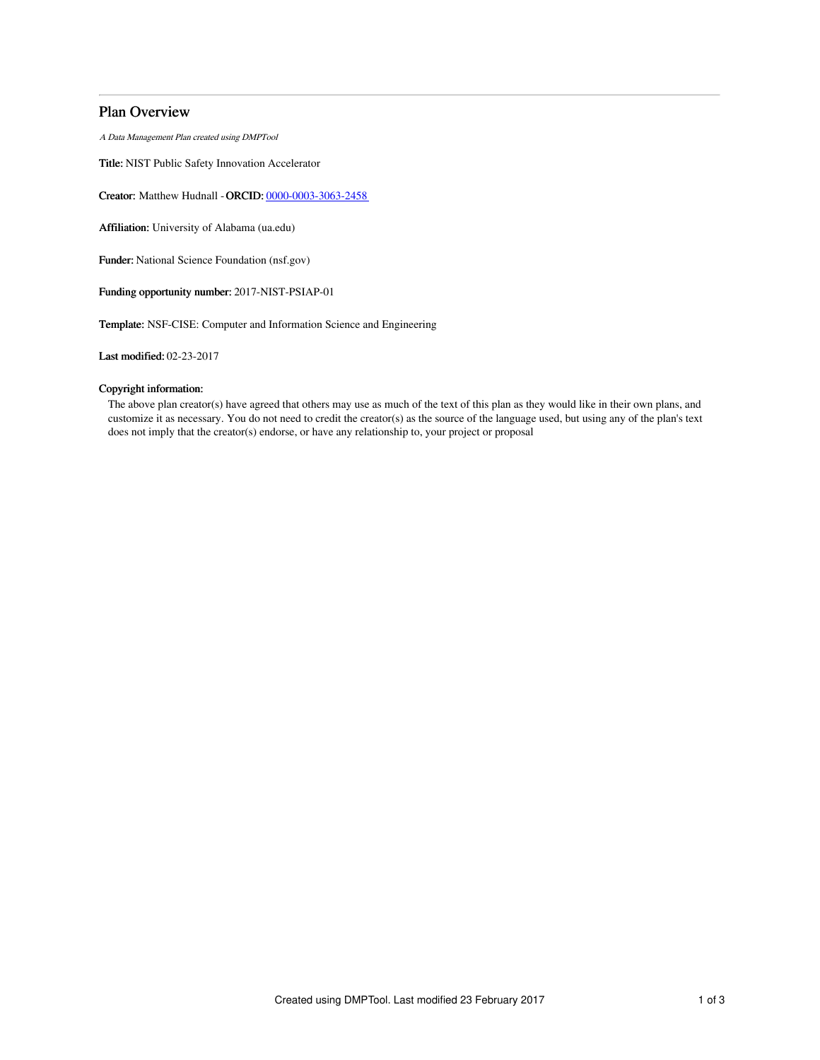# Plan Overview

*A Data Management Plan created using DMPTool*

**Title:** NIST Public Safety Innovation Accelerator

**Creator:** Matthew Hudnall - **ORCID:** [0000-0003-3063-2458](https://orcid.org/0000-0003-3063-2458)

**Affiliation:** University of Alabama (ua.edu)

**Funder:** National Science Foundation (nsf.gov)

**Funding opportunity number:** 2017-NIST-PSIAP-01

**Template:** NSF-CISE: Computer and Information Science and Engineering

**Last modified:** 02-23-2017

**Copyright information:**

The above plan creator(s) have agreed that others may use as much of the text of this plan as they would like in their own plans, and customize it as necessary. You do not need to credit the creator(s) as the source of the language used, but using any of the plan's text does not imply that the creator(s) endorse, or have any relationship to, your project or proposal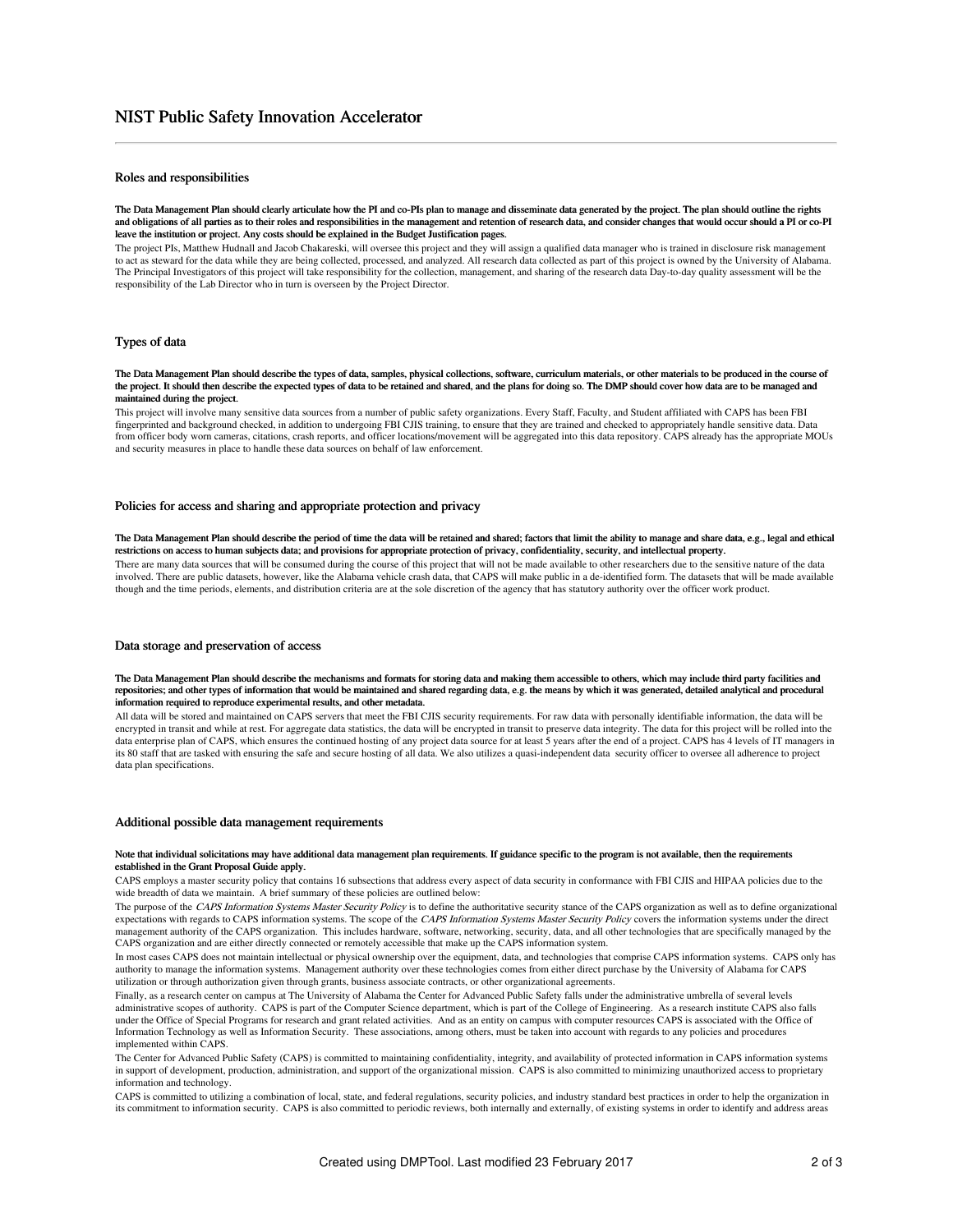# NIST Public Safety Innovation Accelerator

## Roles and responsibilities

**The Data Management Plan should clearly articulate how the PI and co-PIs plan to manage and disseminate data generated by the project. The plan should outline the rights and obligations of all parties as to their roles and responsibilities in the management and retention of research data, and consider changes that would occur should a PI or co-PI leave the institution or project. Any costs should be explained in the Budget Justification pages.**

The project PIs, Matthew Hudnall and Jacob Chakareski, will oversee this project and they will assign a qualified data manager who is trained in disclosure risk management to act as steward for the data while they are being collected, processed, and analyzed. All research data collected as part of this project is owned by the University of Alabama. The Principal Investigators of this project will take responsibility for the collection, management, and sharing of the research data Day-to-day quality assessment will be the responsibility of the Lab Director who in turn is overseen by the Project Director.

## Types of data

**The Data Management Plan should describe the types of data, samples, physical collections, software, curriculum materials, or other materials to be produced in the course of the project. It should then describe the expected types of data to be retained and shared, and the plans for doing so. The DMP should cover how data are to be managed and maintained during the project.**

This project will involve many sensitive data sources from a number of public safety organizations. Every Staff, Faculty, and Student affiliated with CAPS has been FBI fingerprinted and background checked, in addition to undergoing FBI CJIS training, to ensure that they are trained and checked to appropriately handle sensitive data. Data from officer body worn cameras, citations, crash reports, and officer locations/movement will be aggregated into this data repository. CAPS already has the appropriate MOUs and security measures in place to handle these data sources on behalf of law enforcement.

## Policies for access and sharing and appropriate protection and privacy

**The Data Management Plan should describe the period of time the data will be retained and shared; factors that limit the ability to manage and share data, e.g., legal and ethical restrictions on access to human subjects data; and provisions for appropriate protection of privacy, confidentiality, security, and intellectual property.**

There are many data sources that will be consumed during the course of this project that will not be made available to other researchers due to the sensitive nature of the data involved. There are public datasets, however, like the Alabama vehicle crash data, that CAPS will make public in a de-identified form. The datasets that will be made available though and the time periods, elements, and distribution criteria are at the sole discretion of the agency that has statutory authority over the officer work product.

## Data storage and preservation of access

**The Data Management Plan should describe the mechanisms and formats for storing data and making them accessible to others, which may include third party facilities and repositories; and other types of information that would be maintained and shared regarding data, e.g. the means by which it was generated, detailed analytical and procedural information required to reproduce experimental results, and other metadata.**

All data will be stored and maintained on CAPS servers that meet the FBI CJIS security requirements. For raw data with personally identifiable information, the data will be encrypted in transit and while at rest. For aggregate data statistics, the data will be encrypted in transit to preserve data integrity. The data for this project will be rolled into the data enterprise plan of CAPS, which ensures the continued hosting of any project data source for at least 5 years after the end of a project. CAPS has 4 levels of IT managers in its 80 staff that are tasked with ensuring the safe and secure hosting of all data. We also utilizes a quasi-independent data security officer to oversee all adherence to project data plan specifications.

## Additional possible data management requirements

**Note that individual solicitations may have additional data management plan requirements. If guidance specific to the program is not available, then the requirements established in the Grant Proposal Guide apply.**

CAPS employs a master security policy that contains 16 subsections that address every aspect of data security in conformance with FBI CJIS and HIPAA policies due to the wide breadth of data we maintain. A brief summary of these policies are outlined below:

The purpose of the *CAPS Information Systems Master Security Policy* is to define the authoritative security stance of the CAPS organization as well as to define organizational expectations with regards to CAPS information systems. The scope of the *CAPS Information Systems Master Security Policy* covers the information systems under the direct management authority of the CAPS organization. This includes hardware, software, networking, security, data, and all other technologies that are specifically managed by the CAPS organization and are either directly connected or remotely accessible that make up the CAPS information system.

In most cases CAPS does not maintain intellectual or physical ownership over the equipment, data, and technologies that comprise CAPS information systems. CAPS only has authority to manage the information systems. Management authority over these technologies comes from either direct purchase by the University of Alabama for CAPS utilization or through authorization given through grants, business associate contracts, or other organizational agreements.

Finally, as a research center on campus at The University of Alabama the Center for Advanced Public Safety falls under the administrative umbrella of several levels administrative scopes of authority. CAPS is part of the Computer Science department, which is part of the College of Engineering. As a research institute CAPS also falls under the Office of Special Programs for research and grant related activities. And as an entity on campus with computer resources CAPS is associated with the Office of Information Technology as well as Information Security. These associations, among others, must be taken into account with regards to any policies and procedures implemented within CAPS.

The Center for Advanced Public Safety (CAPS) is committed to maintaining confidentiality, integrity, and availability of protected information in CAPS information systems in support of development, production, administration, and support of the organizational mission. CAPS is also committed to minimizing unauthorized access to proprietary information and technology.

CAPS is committed to utilizing a combination of local, state, and federal regulations, security policies, and industry standard best practices in order to help the organization in its commitment to information security. CAPS is also committed to periodic reviews, both internally and externally, of existing systems in order to identify and address areas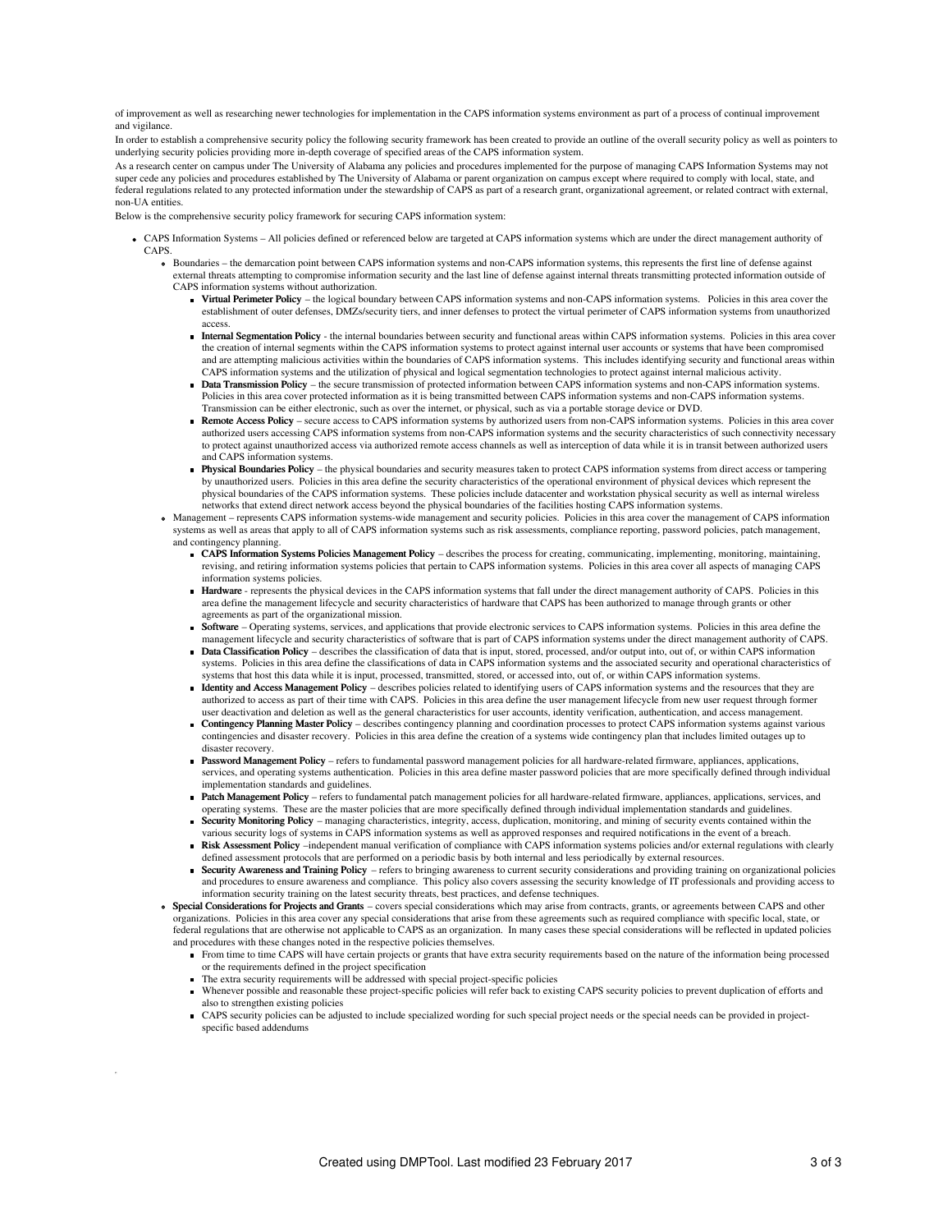of improvement as well as researching newer technologies for implementation in the CAPS information systems environment as part of a process of continual improvement and vigilance.

In order to establish a comprehensive security policy the following security framework has been created to provide an outline of the overall security policy as well as pointers to underlying security policies providing more in-depth coverage of specified areas of the CAPS information system.

As a research center on campus under The University of Alabama any policies and procedures implemented for the purpose of managing CAPS Information Systems may not super cede any policies and procedures established by The University of Alabama or parent organization on campus except where required to comply with local, state, and federal regulations related to any protected information under the stewardship of CAPS as part of a research grant, organizational agreement, or related contract with external, non-UA entities.

Below is the comprehensive security policy framework for securing CAPS information system:

- CAPS Information Systems – All policies defined or referenced below are targeted at CAPS information systems which are under the direct management authority of CAPS.
  - Boundaries – the demarcation point between CAPS information systems and non-CAPS information systems, this represents the first line of defense against external threats attempting to compromise information security and the last line of defense against internal threats transmitting protected information outside of CAPS information systems without authorization.
    - **Virtual Perimeter Policy** – the logical boundary between CAPS information systems and non-CAPS information systems. Policies in this area cover the establishment of outer defenses, DMZs/security tiers, and inner defenses to protect the virtual perimeter of CAPS information systems from unauthorized access.
    - **Internal Segmentation Policy** - the internal boundaries between security and functional areas within CAPS information systems. Policies in this area cover the creation of internal segments within the CAPS information systems to protect against internal user accounts or systems that have been compromised and are attempting malicious activities within the boundaries of CAPS information systems. This includes identifying security and functional areas within CAPS information systems and the utilization of physical and logical segmentation technologies to protect against internal malicious activity.
    - **Data Transmission Policy** – the secure transmission of protected information between CAPS information systems and non-CAPS information systems. Policies in this area cover protected information as it is being transmitted between CAPS information systems and non-CAPS information systems. Transmission can be either electronic, such as over the internet, or physical, such as via a portable storage device or DVD.
    - **Remote Access Policy** – secure access to CAPS information systems by authorized users from non-CAPS information systems. Policies in this area cover authorized users accessing CAPS information systems from non-CAPS information systems and the security characteristics of such connectivity necessary to protect against unauthorized access via authorized remote access channels as well as interception of data while it is in transit between authorized users and CAPS information systems.
    - **Physical Boundaries Policy** – the physical boundaries and security measures taken to protect CAPS information systems from direct access or tampering by unauthorized users. Policies in this area define the security characteristics of the operational environment of physical devices which represent the physical boundaries of the CAPS information systems. These policies include datacenter and workstation physical security as well as internal wireless networks that extend direct network access beyond the physical boundaries of the facilities hosting CAPS information systems.
  - Management – represents CAPS information systems-wide management and security policies. Policies in this area cover the management of CAPS information systems as well as areas that apply to all of CAPS information systems such as risk assessments, compliance reporting, password policies, patch management, and contingency planning.
    - **CAPS Information Systems Policies Management Policy** – describes the process for creating, communicating, implementing, monitoring, maintaining, revising, and retiring information systems policies that pertain to CAPS information systems. Policies in this area cover all aspects of managing CAPS information systems policies.
    - **Hardware** - represents the physical devices in the CAPS information systems that fall under the direct management authority of CAPS. Policies in this area define the management lifecycle and security characteristics of hardware that CAPS has been authorized to manage through grants or other agreements as part of the organizational mission.
    - **Software** – Operating systems, services, and applications that provide electronic services to CAPS information systems. Policies in this area define the management lifecycle and security characteristics of software that is part of CAPS information systems under the direct management authority of CAPS.
    - **Data Classification Policy** – describes the classification of data that is input, stored, processed, and/or output into, out of, or within CAPS information systems. Policies in this area define the classifications of data in CAPS information systems and the associated security and operational characteristics of systems that host this data while it is input, processed, transmitted, stored, or accessed into, out of, or within CAPS information systems.
    - **Identity and Access Management Policy** – describes policies related to identifying users of CAPS information systems and the resources that they are authorized to access as part of their time with CAPS. Policies in this area define the user management lifecycle from new user request through former user deactivation and deletion as well as the general characteristics for user accounts, identity verification, authentication, and access management.
    - **Contingency Planning Master Policy** – describes contingency planning and coordination processes to protect CAPS information systems against various contingencies and disaster recovery. Policies in this area define the creation of a systems wide contingency plan that includes limited outages up to disaster recovery.
    - **Password Management Policy** – refers to fundamental password management policies for all hardware-related firmware, appliances, applications, services, and operating systems authentication. Policies in this area define master password policies that are more specifically defined through individual implementation standards and guidelines.
    - **Patch Management Policy** – refers to fundamental patch management policies for all hardware-related firmware, appliances, applications, services, and operating systems. These are the master policies that are more specifically defined through individual implementation standards and guidelines.
    - **Security Monitoring Policy** – managing characteristics, integrity, access, duplication, monitoring, and mining of security events contained within the various security logs of systems in CAPS information systems as well as approved responses and required notifications in the event of a breach.
    - **Risk Assessment Policy** –independent manual verification of compliance with CAPS information systems policies and/or external regulations with clearly defined assessment protocols that are performed on a periodic basis by both internal and less periodically by external resources.
    - **Security Awareness and Training Policy** – refers to bringing awareness to current security considerations and providing training on organizational policies and procedures to ensure awareness and compliance. This policy also covers assessing the security knowledge of IT professionals and providing access to information security training on the latest security threats, best practices, and defense techniques.
  - **Special Considerations for Projects and Grants** – covers special considerations which may arise from contracts, grants, or agreements between CAPS and other organizations. Policies in this area cover any special considerations that arise from these agreements such as required compliance with specific local, state, or federal regulations that are otherwise not applicable to CAPS as an organization. In many cases these special considerations will be reflected in updated policies and procedures with these changes noted in the respective policies themselves.
    - From time to time CAPS will have certain projects or grants that have extra security requirements based on the nature of the information being processed or the requirements defined in the project specification
    - The extra security requirements will be addressed with special project-specific policies
    - Whenever possible and reasonable these project-specific policies will refer back to existing CAPS security policies to prevent duplication of efforts and also to strengthen existing policies
    - CAPS security policies can be adjusted to include specialized wording for such special project needs or the special needs can be provided in project-specific based addendums